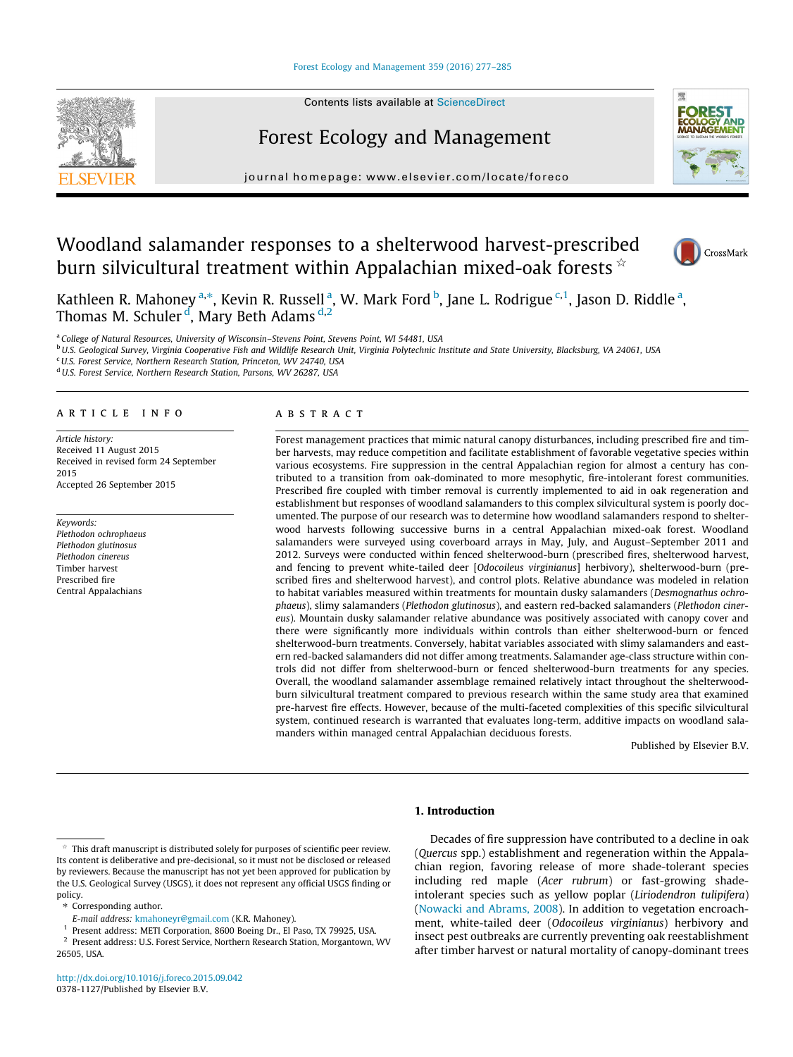# Woodland salamander responses to a shelterwood harvest-prescribed burn silvicultural treatment within Appalachian mixed-oak forests ☆

Kathleen R. Mahoney [a,*], Kevin R. Russell [a], W. Mark Ford [b], Jane L. Rodrigue [c,1], Jason D. Riddle [a], Thomas M. Schuler [d], Mary Beth Adams [d,2]

[a] College of Natural Resources, University of Wisconsin–Stevens Point, Stevens Point, WI 54481, USA
[b] U.S. Geological Survey, Virginia Cooperative Fish and Wildlife Research Unit, Virginia Polytechnic Institute and State University, Blacksburg, VA 24061, USA
[c] U.S. Forest Service, Northern Research Station, Princeton, WV 24740, USA
[d] U.S. Forest Service, Northern Research Station, Parsons, WV 26287, USA

## ARTICLE INFO

*Article history:*
Received 11 August 2015
Received in revised form 24 September 2015
Accepted 26 September 2015

*Keywords:*
*Plethodon ochrophaeus*
*Plethodon glutinosus*
*Plethodon cinereus*
Timber harvest
Prescribed fire
Central Appalachians

## ABSTRACT

Forest management practices that mimic natural canopy disturbances, including prescribed fire and timber harvests, may reduce competition and facilitate establishment of favorable vegetative species within various ecosystems. Fire suppression in the central Appalachian region for almost a century has contributed to a transition from oak-dominated to more mesophytic, fire-intolerant forest communities. Prescribed fire coupled with timber removal is currently implemented to aid in oak regeneration and establishment but responses of woodland salamanders to this complex silvicultural system is poorly documented. The purpose of our research was to determine how woodland salamanders respond to shelterwood harvests following successive burns in a central Appalachian mixed-oak forest. Woodland salamanders were surveyed using coverboard arrays in May, July, and August–September 2011 and 2012. Surveys were conducted within fenced shelterwood-burn (prescribed fires, shelterwood harvest, and fencing to prevent white-tailed deer [*Odocoileus virginianus*] herbivory), shelterwood-burn (prescribed fires and shelterwood harvest), and control plots. Relative abundance was modeled in relation to habitat variables measured within treatments for mountain dusky salamanders (*Desmognathus ochrophaeus*), slimy salamanders (*Plethodon glutinosus*), and eastern red-backed salamanders (*Plethodon cinereus*). Mountain dusky salamander relative abundance was positively associated with canopy cover and there were significantly more individuals within controls than either shelterwood-burn or fenced shelterwood-burn treatments. Conversely, habitat variables associated with slimy salamanders and eastern red-backed salamanders did not differ among treatments. Salamander age-class structure within controls did not differ from shelterwood-burn or fenced shelterwood-burn treatments for any species. Overall, the woodland salamander assemblage remained relatively intact throughout the shelterwood-burn silvicultural treatment compared to previous research within the same study area that examined pre-harvest fire effects. However, because of the multi-faceted complexities of this specific silvicultural system, continued research is warranted that evaluates long-term, additive impacts on woodland salamanders within managed central Appalachian deciduous forests.

Published by Elsevier B.V.

## 1. Introduction

Decades of fire suppression have contributed to a decline in oak (*Quercus* spp.) establishment and regeneration within the Appalachian region, favoring release of more shade-tolerant species including red maple (*Acer rubrum*) or fast-growing shade-intolerant species such as yellow poplar (*Liriodendron tulipifera*) (Nowacki and Abrams, 2008). In addition to vegetation encroachment, white-tailed deer (*Odocoileus virginianus*) herbivory and insect pest outbreaks are currently preventing oak reestablishment after timber harvest or natural mortality of canopy-dominant trees

☆ This draft manuscript is distributed solely for purposes of scientific peer review. Its content is deliberative and pre-decisional, so it must not be disclosed or released by reviewers. Because the manuscript has not yet been approved for publication by the U.S. Geological Survey (USGS), it does not represent any official USGS finding or policy.

\* Corresponding author.
E-mail address: kmahoneyr@gmail.com (K.R. Mahoney).

[1] Present address: METI Corporation, 8600 Boeing Dr., El Paso, TX 79925, USA.
[2] Present address: U.S. Forest Service, Northern Research Station, Morgantown, WV 26505, USA.

http://dx.doi.org/10.1016/j.foreco.2015.09.042
0378-1127/Published by Elsevier B.V.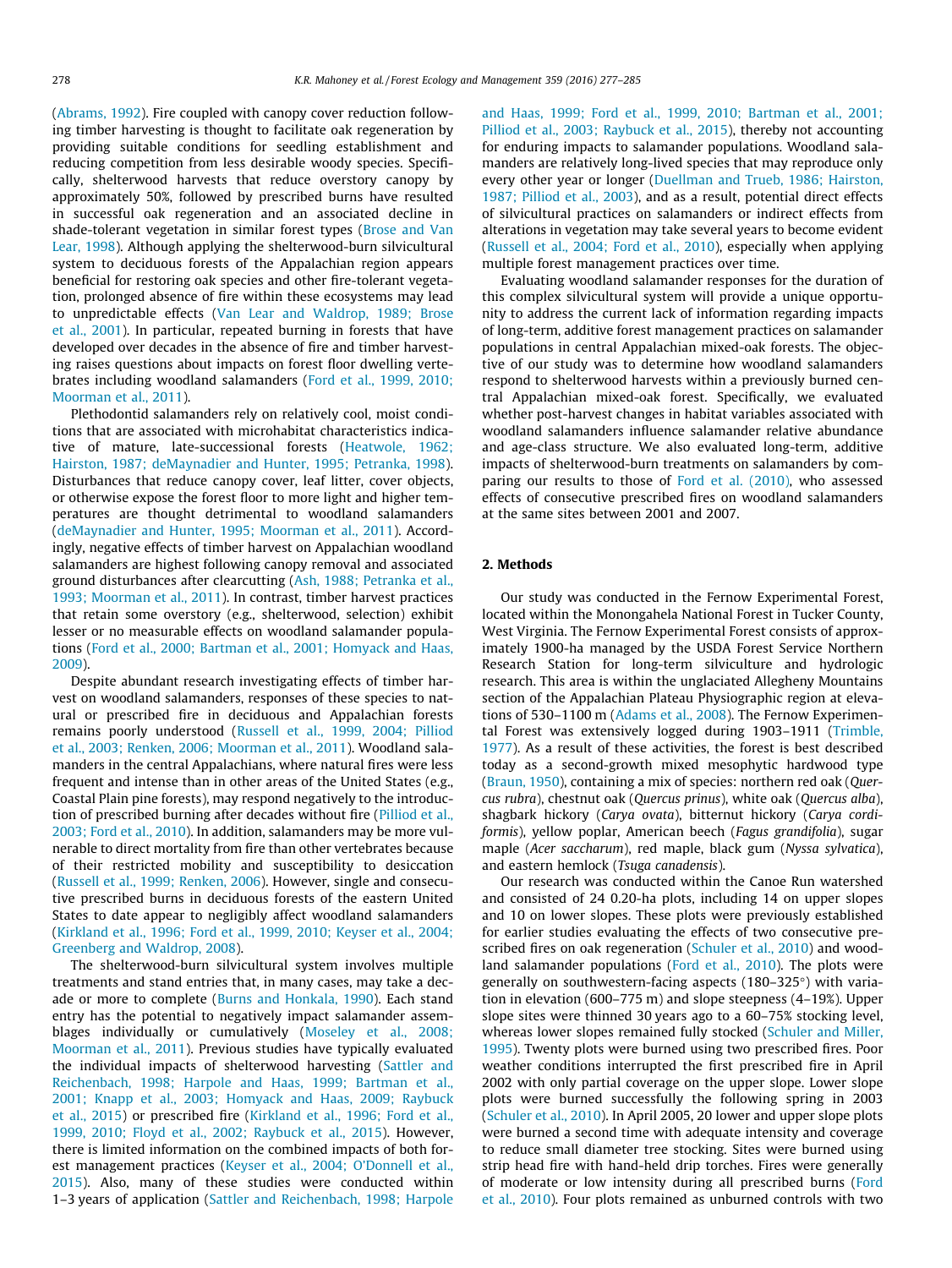(Abrams, 1992). Fire coupled with canopy cover reduction following timber harvesting is thought to facilitate oak regeneration by providing suitable conditions for seedling establishment and reducing competition from less desirable woody species. Specifically, shelterwood harvests that reduce overstory canopy by approximately 50%, followed by prescribed burns have resulted in successful oak regeneration and an associated decline in shade-tolerant vegetation in similar forest types (Brose and Van Lear, 1998). Although applying the shelterwood-burn silvicultural system to deciduous forests of the Appalachian region appears beneficial for restoring oak species and other fire-tolerant vegetation, prolonged absence of fire within these ecosystems may lead to unpredictable effects (Van Lear and Waldrop, 1989; Brose et al., 2001). In particular, repeated burning in forests that have developed over decades in the absence of fire and timber harvesting raises questions about impacts on forest floor dwelling vertebrates including woodland salamanders (Ford et al., 1999, 2010; Moorman et al., 2011).

Plethodontid salamanders rely on relatively cool, moist conditions that are associated with microhabitat characteristics indicative of mature, late-successional forests (Heatwole, 1962; Hairston, 1987; deMaynadier and Hunter, 1995; Petranka, 1998). Disturbances that reduce canopy cover, leaf litter, cover objects, or otherwise expose the forest floor to more light and higher temperatures are thought detrimental to woodland salamanders (deMaynadier and Hunter, 1995; Moorman et al., 2011). Accordingly, negative effects of timber harvest on Appalachian woodland salamanders are highest following canopy removal and associated ground disturbances after clearcutting (Ash, 1988; Petranka et al., 1993; Moorman et al., 2011). In contrast, timber harvest practices that retain some overstory (e.g., shelterwood, selection) exhibit lesser or no measurable effects on woodland salamander populations (Ford et al., 2000; Bartman et al., 2001; Homyack and Haas, 2009).

Despite abundant research investigating effects of timber harvest on woodland salamanders, responses of these species to natural or prescribed fire in deciduous and Appalachian forests remains poorly understood (Russell et al., 1999, 2004; Pilliod et al., 2003; Renken, 2006; Moorman et al., 2011). Woodland salamanders in the central Appalachians, where natural fires were less frequent and intense than in other areas of the United States (e.g., Coastal Plain pine forests), may respond negatively to the introduction of prescribed burning after decades without fire (Pilliod et al., 2003; Ford et al., 2010). In addition, salamanders may be more vulnerable to direct mortality from fire than other vertebrates because of their restricted mobility and susceptibility to desiccation (Russell et al., 1999; Renken, 2006). However, single and consecutive prescribed burns in deciduous forests of the eastern United States to date appear to negligibly affect woodland salamanders (Kirkland et al., 1996; Ford et al., 1999, 2010; Keyser et al., 2004; Greenberg and Waldrop, 2008).

The shelterwood-burn silvicultural system involves multiple treatments and stand entries that, in many cases, may take a decade or more to complete (Burns and Honkala, 1990). Each stand entry has the potential to negatively impact salamander assemblages individually or cumulatively (Moseley et al., 2008; Moorman et al., 2011). Previous studies have typically evaluated the individual impacts of shelterwood harvesting (Sattler and Reichenbach, 1998; Harpole and Haas, 1999; Bartman et al., 2001; Knapp et al., 2003; Homyack and Haas, 2009; Raybuck et al., 2015) or prescribed fire (Kirkland et al., 1996; Ford et al., 1999, 2010; Floyd et al., 2002; Raybuck et al., 2015). However, there is limited information on the combined impacts of both forest management practices (Keyser et al., 2004; O'Donnell et al., 2015). Also, many of these studies were conducted within 1–3 years of application (Sattler and Reichenbach, 1998; Harpole and Haas, 1999; Ford et al., 1999, 2010; Bartman et al., 2001; Pilliod et al., 2003; Raybuck et al., 2015), thereby not accounting for enduring impacts to salamander populations. Woodland salamanders are relatively long-lived species that may reproduce only every other year or longer (Duellman and Trueb, 1986; Hairston, 1987; Pilliod et al., 2003), and as a result, potential direct effects of silvicultural practices on salamanders or indirect effects from alterations in vegetation may take several years to become evident (Russell et al., 2004; Ford et al., 2010), especially when applying multiple forest management practices over time.

Evaluating woodland salamander responses for the duration of this complex silvicultural system will provide a unique opportunity to address the current lack of information regarding impacts of long-term, additive forest management practices on salamander populations in central Appalachian mixed-oak forests. The objective of our study was to determine how woodland salamanders respond to shelterwood harvests within a previously burned central Appalachian mixed-oak forest. Specifically, we evaluated whether post-harvest changes in habitat variables associated with woodland salamanders influence salamander relative abundance and age-class structure. We also evaluated long-term, additive impacts of shelterwood-burn treatments on salamanders by comparing our results to those of Ford et al. (2010), who assessed effects of consecutive prescribed fires on woodland salamanders at the same sites between 2001 and 2007.

## 2. Methods

Our study was conducted in the Fernow Experimental Forest, located within the Monongahela National Forest in Tucker County, West Virginia. The Fernow Experimental Forest consists of approximately 1900-ha managed by the USDA Forest Service Northern Research Station for long-term silviculture and hydrologic research. This area is within the unglaciated Allegheny Mountains section of the Appalachian Plateau Physiographic region at elevations of 530–1100 m (Adams et al., 2008). The Fernow Experimental Forest was extensively logged during 1903–1911 (Trimble, 1977). As a result of these activities, the forest is best described today as a second-growth mixed mesophytic hardwood type (Braun, 1950), containing a mix of species: northern red oak (*Quercus rubra*), chestnut oak (*Quercus prinus*), white oak (*Quercus alba*), shagbark hickory (*Carya ovata*), bitternut hickory (*Carya cordiformis*), yellow poplar, American beech (*Fagus grandifolia*), sugar maple (*Acer saccharum*), red maple, black gum (*Nyssa sylvatica*), and eastern hemlock (*Tsuga canadensis*).

Our research was conducted within the Canoe Run watershed and consisted of 24 0.20-ha plots, including 14 on upper slopes and 10 on lower slopes. These plots were previously established for earlier studies evaluating the effects of two consecutive prescribed fires on oak regeneration (Schuler et al., 2010) and woodland salamander populations (Ford et al., 2010). The plots were generally on southwestern-facing aspects (180–325°) with variation in elevation (600–775 m) and slope steepness (4–19%). Upper slope sites were thinned 30 years ago to a 60–75% stocking level, whereas lower slopes remained fully stocked (Schuler and Miller, 1995). Twenty plots were burned using two prescribed fires. Poor weather conditions interrupted the first prescribed fire in April 2002 with only partial coverage on the upper slope. Lower slope plots were burned successfully the following spring in 2003 (Schuler et al., 2010). In April 2005, 20 lower and upper slope plots were burned a second time with adequate intensity and coverage to reduce small diameter tree stocking. Sites were burned using strip head fire with hand-held drip torches. Fires were generally of moderate or low intensity during all prescribed burns (Ford et al., 2010). Four plots remained as unburned controls with two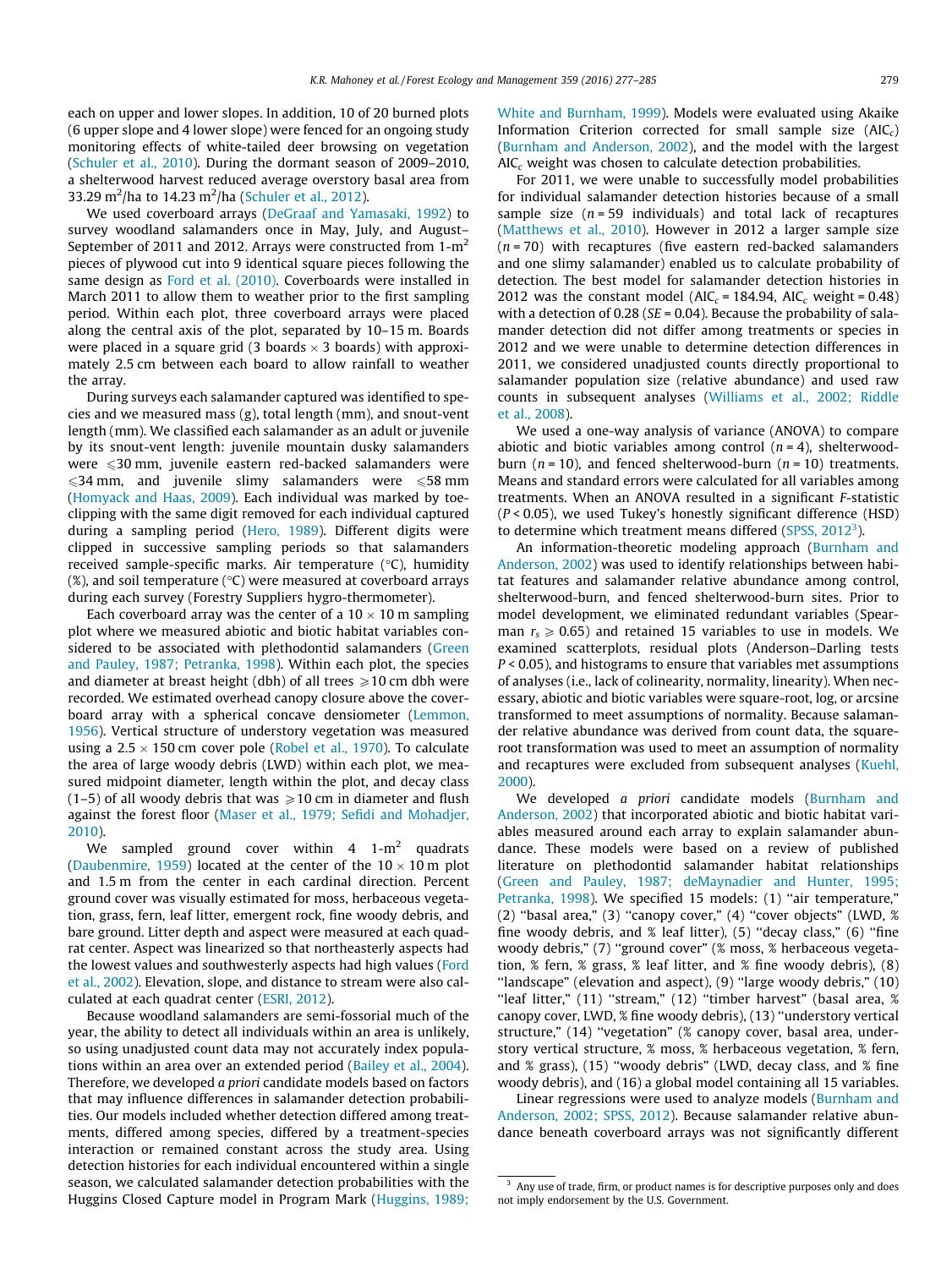each on upper and lower slopes. In addition, 10 of 20 burned plots (6 upper slope and 4 lower slope) were fenced for an ongoing study monitoring effects of white-tailed deer browsing on vegetation (Schuler et al., 2010). During the dormant season of 2009–2010, a shelterwood harvest reduced average overstory basal area from 33.29 $m^2$/ha to 14.23 $m^2$/ha (Schuler et al., 2012).

We used coverboard arrays (DeGraaf and Yamasaki, 1992) to survey woodland salamanders once in May, July, and August–September of 2011 and 2012. Arrays were constructed from 1-$m^2$ pieces of plywood cut into 9 identical square pieces following the same design as Ford et al. (2010). Coverboards were installed in March 2011 to allow them to weather prior to the first sampling period. Within each plot, three coverboard arrays were placed along the central axis of the plot, separated by 10–15 m. Boards were placed in a square grid (3 boards × 3 boards) with approximately 2.5 cm between each board to allow rainfall to weather the array.

During surveys each salamander captured was identified to species and we measured mass (g), total length (mm), and snout-vent length (mm). We classified each salamander as an adult or juvenile by its snout-vent length: juvenile mountain dusky salamanders were ⩽30 mm, juvenile eastern red-backed salamanders were ⩽34 mm, and juvenile slimy salamanders were ⩽58 mm (Homyack and Haas, 2009). Each individual was marked by toe-clipping with the same digit removed for each individual captured during a sampling period (Hero, 1989). Different digits were clipped in successive sampling periods so that salamanders received sample-specific marks. Air temperature (°C), humidity (%), and soil temperature (°C) were measured at coverboard arrays during each survey (Forestry Suppliers hygro-thermometer).

Each coverboard array was the center of a 10 × 10 m sampling plot where we measured abiotic and biotic habitat variables considered to be associated with plethodontid salamanders (Green and Pauley, 1987; Petranka, 1998). Within each plot, the species and diameter at breast height (dbh) of all trees ⩾10 cm dbh were recorded. We estimated overhead canopy closure above the coverboard array with a spherical concave densiometer (Lemmon, 1956). Vertical structure of understory vegetation was measured using a 2.5 × 150 cm cover pole (Robel et al., 1970). To calculate the area of large woody debris (LWD) within each plot, we measured midpoint diameter, length within the plot, and decay class (1–5) of all woody debris that was ⩾10 cm in diameter and flush against the forest floor (Maser et al., 1979; Sefidi and Mohadjer, 2010).

We sampled ground cover within 4 1-$m^2$ quadrats (Daubenmire, 1959) located at the center of the 10 × 10 m plot and 1.5 m from the center in each cardinal direction. Percent ground cover was visually estimated for moss, herbaceous vegetation, grass, fern, leaf litter, emergent rock, fine woody debris, and bare ground. Litter depth and aspect were measured at each quadrat center. Aspect was linearized so that northeasterly aspects had the lowest values and southwesterly aspects had high values (Ford et al., 2002). Elevation, slope, and distance to stream were also calculated at each quadrat center (ESRI, 2012).

Because woodland salamanders are semi-fossorial much of the year, the ability to detect all individuals within an area is unlikely, so using unadjusted count data may not accurately index populations within an area over an extended period (Bailey et al., 2004). Therefore, we developed *a priori* candidate models based on factors that may influence differences in salamander detection probabilities. Our models included whether detection differed among treatments, differed among species, differed by a treatment-species interaction or remained constant across the study area. Using detection histories for each individual encountered within a single season, we calculated salamander detection probabilities with the Huggins Closed Capture model in Program Mark (Huggins, 1989; White and Burnham, 1999). Models were evaluated using Akaike Information Criterion corrected for small sample size ($AIC_c$) (Burnham and Anderson, 2002), and the model with the largest $AIC_c$ weight was chosen to calculate detection probabilities.

For 2011, we were unable to successfully model probabilities for individual salamander detection histories because of a small sample size ($n = 59$ individuals) and total lack of recaptures (Matthews et al., 2010). However in 2012 a larger sample size ($n = 70$) with recaptures (five eastern red-backed salamanders and one slimy salamander) enabled us to calculate probability of detection. The best model for salamander detection histories in 2012 was the constant model ($AIC_c = 184.94$, $AIC_c$ weight = 0.48) with a detection of 0.28 ($SE = 0.04$). Because the probability of salamander detection did not differ among treatments or species in 2012 and we were unable to determine detection differences in 2011, we considered unadjusted counts directly proportional to salamander population size (relative abundance) and used raw counts in subsequent analyses (Williams et al., 2002; Riddle et al., 2008).

We used a one-way analysis of variance (ANOVA) to compare abiotic and biotic variables among control ($n = 4$), shelterwood-burn ($n = 10$), and fenced shelterwood-burn ($n = 10$) treatments. Means and standard errors were calculated for all variables among treatments. When an ANOVA resulted in a significant $F$-statistic ($P < 0.05$), we used Tukey's honestly significant difference (HSD) to determine which treatment means differed (SPSS, 2012[3]).

An information-theoretic modeling approach (Burnham and Anderson, 2002) was used to identify relationships between habitat features and salamander relative abundance among control, shelterwood-burn, and fenced shelterwood-burn sites. Prior to model development, we eliminated redundant variables (Spearman $r_s \geqslant 0.65$) and retained 15 variables to use in models. We examined scatterplots, residual plots (Anderson–Darling tests $P < 0.05$), and histograms to ensure that variables met assumptions of analyses (i.e., lack of colinearity, normality, linearity). When necessary, abiotic and biotic variables were square-root, log, or arcsine transformed to meet assumptions of normality. Because salamander relative abundance was derived from count data, the square-root transformation was used to meet an assumption of normality and recaptures were excluded from subsequent analyses (Kuehl, 2000).

We developed *a priori* candidate models (Burnham and Anderson, 2002) that incorporated abiotic and biotic habitat variables measured around each array to explain salamander abundance. These models were based on a review of published literature on plethodontid salamander habitat relationships (Green and Pauley, 1987; deMaynadier and Hunter, 1995; Petranka, 1998). We specified 15 models: (1) "air temperature," (2) "basal area," (3) "canopy cover," (4) "cover objects" (LWD, % fine woody debris, and % leaf litter), (5) "decay class," (6) "fine woody debris," (7) "ground cover" (% moss, % herbaceous vegetation, % fern, % grass, % leaf litter, and % fine woody debris), (8) "landscape" (elevation and aspect), (9) "large woody debris," (10) "leaf litter," (11) "stream," (12) "timber harvest" (basal area, % canopy cover, LWD, % fine woody debris), (13) "understory vertical structure," (14) "vegetation" (% canopy cover, basal area, understory vertical structure, % moss, % herbaceous vegetation, % fern, and % grass), (15) "woody debris" (LWD, decay class, and % fine woody debris), and (16) a global model containing all 15 variables.

Linear regressions were used to analyze models (Burnham and Anderson, 2002; SPSS, 2012). Because salamander relative abundance beneath coverboard arrays was not significantly different

[3] Any use of trade, firm, or product names is for descriptive purposes only and does not imply endorsement by the U.S. Government.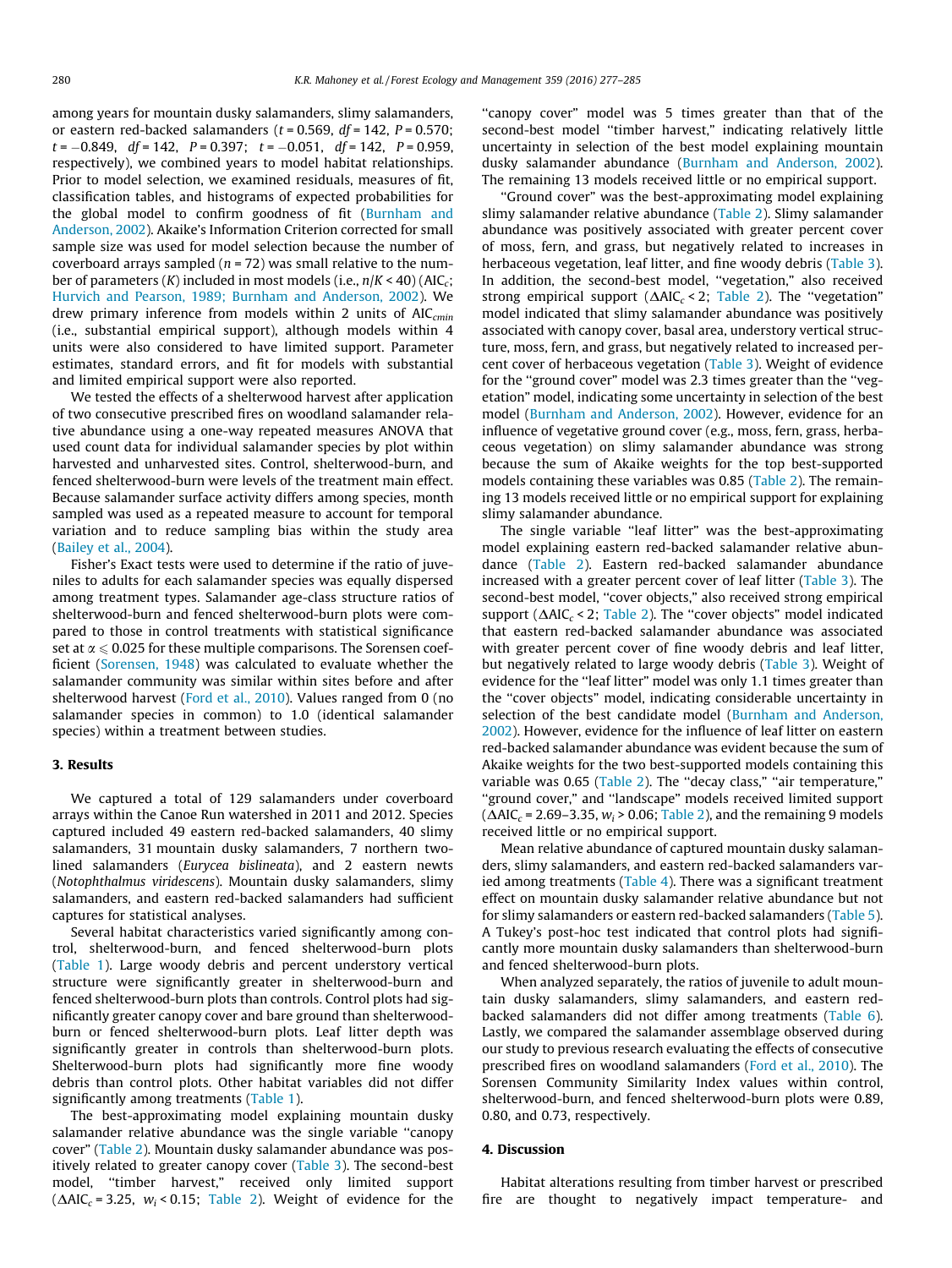among years for mountain dusky salamanders, slimy salamanders, or eastern red-backed salamanders ($t = 0.569$, $df = 142$, $P = 0.570$; $t = -0.849$, $df = 142$, $P = 0.397$; $t = -0.051$, $df = 142$, $P = 0.959$, respectively), we combined years to model habitat relationships. Prior to model selection, we examined residuals, measures of fit, classification tables, and histograms of expected probabilities for the global model to confirm goodness of fit (Burnham and Anderson, 2002). Akaike's Information Criterion corrected for small sample size was used for model selection because the number of coverboard arrays sampled ($n = 72$) was small relative to the number of parameters ($K$) included in most models (i.e., $n/K < 40$) ($AIC_c$; Hurvich and Pearson, 1989; Burnham and Anderson, 2002). We drew primary inference from models within 2 units of $AIC_{cmin}$ (i.e., substantial empirical support), although models within 4 units were also considered to have limited support. Parameter estimates, standard errors, and fit for models with substantial and limited empirical support were also reported.

We tested the effects of a shelterwood harvest after application of two consecutive prescribed fires on woodland salamander relative abundance using a one-way repeated measures ANOVA that used count data for individual salamander species by plot within harvested and unharvested sites. Control, shelterwood-burn, and fenced shelterwood-burn were levels of the treatment main effect. Because salamander surface activity differs among species, month sampled was used as a repeated measure to account for temporal variation and to reduce sampling bias within the study area (Bailey et al., 2004).

Fisher's Exact tests were used to determine if the ratio of juveniles to adults for each salamander species was equally dispersed among treatment types. Salamander age-class structure ratios of shelterwood-burn and fenced shelterwood-burn plots were compared to those in control treatments with statistical significance set at $\alpha \leqslant 0.025$ for these multiple comparisons. The Sorensen coefficient (Sorensen, 1948) was calculated to evaluate whether the salamander community was similar within sites before and after shelterwood harvest (Ford et al., 2010). Values ranged from 0 (no salamander species in common) to 1.0 (identical salamander species) within a treatment between studies.

## 3. Results

We captured a total of 129 salamanders under coverboard arrays within the Canoe Run watershed in 2011 and 2012. Species captured included 49 eastern red-backed salamanders, 40 slimy salamanders, 31 mountain dusky salamanders, 7 northern two-lined salamanders (*Eurycea bislineata*), and 2 eastern newts (*Notophthalmus viridescens*). Mountain dusky salamanders, slimy salamanders, and eastern red-backed salamanders had sufficient captures for statistical analyses.

Several habitat characteristics varied significantly among control, shelterwood-burn, and fenced shelterwood-burn plots (Table 1). Large woody debris and percent understory vertical structure were significantly greater in shelterwood-burn and fenced shelterwood-burn plots than controls. Control plots had significantly greater canopy cover and bare ground than shelterwood-burn or fenced shelterwood-burn plots. Leaf litter depth was significantly greater in controls than shelterwood-burn plots. Shelterwood-burn plots had significantly more fine woody debris than control plots. Other habitat variables did not differ significantly among treatments (Table 1).

The best-approximating model explaining mountain dusky salamander relative abundance was the single variable ''canopy cover'' (Table 2). Mountain dusky salamander abundance was positively related to greater canopy cover (Table 3). The second-best model, ''timber harvest,'' received only limited support ($\Delta AIC_c = 3.25$, $w_i < 0.15$; Table 2). Weight of evidence for the ''canopy cover'' model was 5 times greater than that of the second-best model ''timber harvest,'' indicating relatively little uncertainty in selection of the best model explaining mountain dusky salamander abundance (Burnham and Anderson, 2002). The remaining 13 models received little or no empirical support.

''Ground cover'' was the best-approximating model explaining slimy salamander relative abundance (Table 2). Slimy salamander abundance was positively associated with greater percent cover of moss, fern, and grass, but negatively related to increases in herbaceous vegetation, leaf litter, and fine woody debris (Table 3). In addition, the second-best model, ''vegetation,'' also received strong empirical support ($\Delta AIC_c < 2$; Table 2). The ''vegetation'' model indicated that slimy salamander abundance was positively associated with canopy cover, basal area, understory vertical structure, moss, fern, and grass, but negatively related to increased percent cover of herbaceous vegetation (Table 3). Weight of evidence for the ''ground cover'' model was 2.3 times greater than the ''vegetation'' model, indicating some uncertainty in selection of the best model (Burnham and Anderson, 2002). However, evidence for an influence of vegetative ground cover (e.g., moss, fern, grass, herbaceous vegetation) on slimy salamander abundance was strong because the sum of Akaike weights for the top best-supported models containing these variables was 0.85 (Table 2). The remaining 13 models received little or no empirical support for explaining slimy salamander abundance.

The single variable ''leaf litter'' was the best-approximating model explaining eastern red-backed salamander relative abundance (Table 2). Eastern red-backed salamander abundance increased with a greater percent cover of leaf litter (Table 3). The second-best model, ''cover objects,'' also received strong empirical support ($\Delta AIC_c < 2$; Table 2). The ''cover objects'' model indicated that eastern red-backed salamander abundance was associated with greater percent cover of fine woody debris and leaf litter, but negatively related to large woody debris (Table 3). Weight of evidence for the ''leaf litter'' model was only 1.1 times greater than the ''cover objects'' model, indicating considerable uncertainty in selection of the best candidate model (Burnham and Anderson, 2002). However, evidence for the influence of leaf litter on eastern red-backed salamander abundance was evident because the sum of Akaike weights for the two best-supported models containing this variable was 0.65 (Table 2). The ''decay class,'' ''air temperature,'' ''ground cover,'' and ''landscape'' models received limited support ($\Delta AIC_c = 2.69–3.35$, $w_i > 0.06$; Table 2), and the remaining 9 models received little or no empirical support.

Mean relative abundance of captured mountain dusky salamanders, slimy salamanders, and eastern red-backed salamanders varied among treatments (Table 4). There was a significant treatment effect on mountain dusky salamander relative abundance but not for slimy salamanders or eastern red-backed salamanders (Table 5). A Tukey's post-hoc test indicated that control plots had significantly more mountain dusky salamanders than shelterwood-burn and fenced shelterwood-burn plots.

When analyzed separately, the ratios of juvenile to adult mountain dusky salamanders, slimy salamanders, and eastern red-backed salamanders did not differ among treatments (Table 6). Lastly, we compared the salamander assemblage observed during our study to previous research evaluating the effects of consecutive prescribed fires on woodland salamanders (Ford et al., 2010). The Sorensen Community Similarity Index values within control, shelterwood-burn, and fenced shelterwood-burn plots were 0.89, 0.80, and 0.73, respectively.

## 4. Discussion

Habitat alterations resulting from timber harvest or prescribed fire are thought to negatively impact temperature- and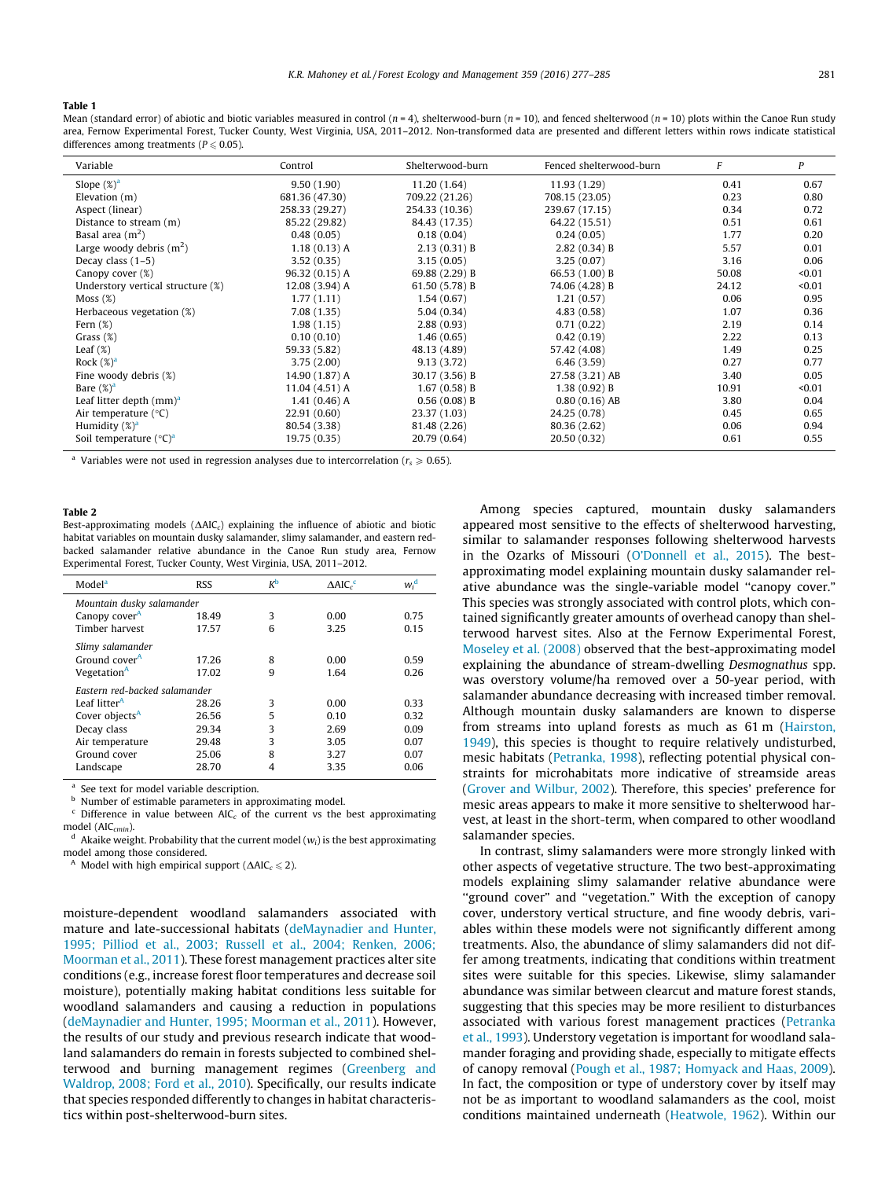**Table 1**

Mean (standard error) of abiotic and biotic variables measured in control ($n = 4$), shelterwood-burn ($n = 10$), and fenced shelterwood ($n = 10$) plots within the Canoe Run study area, Fernow Experimental Forest, Tucker County, West Virginia, USA, 2011–2012. Non-transformed data are presented and different letters within rows indicate statistical differences among treatments ($P \leq 0.05$).

| Variable | Control | Shelterwood-burn | Fenced shelterwood-burn | $F$ | $P$ |
|---|---|---|---|---|---|
| Slope (%)[a] | 9.50 (1.90) | 11.20 (1.64) | 11.93 (1.29) | 0.41 | 0.67 |
| Elevation (m) | 681.36 (47.30) | 709.22 (21.26) | 708.15 (23.05) | 0.23 | 0.80 |
| Aspect (linear) | 258.33 (29.27) | 254.33 (10.36) | 239.67 (17.15) | 0.34 | 0.72 |
| Distance to stream (m) | 85.22 (29.82) | 84.43 (17.35) | 64.22 (15.51) | 0.51 | 0.61 |
| Basal area ($m^2$) | 0.48 (0.05) | 0.18 (0.04) | 0.24 (0.05) | 1.77 | 0.20 |
| Large woody debris ($m^2$) | 1.18 (0.13) A | 2.13 (0.31) B | 2.82 (0.34) B | 5.57 | 0.01 |
| Decay class (1–5) | 3.52 (0.35) | 3.15 (0.05) | 3.25 (0.07) | 3.16 | 0.06 |
| Canopy cover (%) | 96.32 (0.15) A | 69.88 (2.29) B | 66.53 (1.00) B | 50.08 | <0.01 |
| Understory vertical structure (%) | 12.08 (3.94) A | 61.50 (5.78) B | 74.06 (4.28) B | 24.12 | <0.01 |
| Moss (%) | 1.77 (1.11) | 1.54 (0.67) | 1.21 (0.57) | 0.06 | 0.95 |
| Herbaceous vegetation (%) | 7.08 (1.35) | 5.04 (0.34) | 4.83 (0.58) | 1.07 | 0.36 |
| Fern (%) | 1.98 (1.15) | 2.88 (0.93) | 0.71 (0.22) | 2.19 | 0.14 |
| Grass (%) | 0.10 (0.10) | 1.46 (0.65) | 0.42 (0.19) | 2.22 | 0.13 |
| Leaf (%) | 59.33 (5.82) | 48.13 (4.89) | 57.42 (4.08) | 1.49 | 0.25 |
| Rock (%)[a] | 3.75 (2.00) | 9.13 (3.72) | 6.46 (3.59) | 0.27 | 0.77 |
| Fine woody debris (%) | 14.90 (1.87) A | 30.17 (3.56) B | 27.58 (3.21) AB | 3.40 | 0.05 |
| Bare (%)[a] | 11.04 (4.51) A | 1.67 (0.58) B | 1.38 (0.92) B | 10.91 | <0.01 |
| Leaf litter depth (mm)[a] | 1.41 (0.46) A | 0.56 (0.08) B | 0.80 (0.16) AB | 3.80 | 0.04 |
| Air temperature (°C) | 22.91 (0.60) | 23.37 (1.03) | 24.25 (0.78) | 0.45 | 0.65 |
| Humidity (%)[a] | 80.54 (3.38) | 81.48 (2.26) | 80.36 (2.62) | 0.06 | 0.94 |
| Soil temperature (°C)[a] | 19.75 (0.35) | 20.79 (0.64) | 20.50 (0.32) | 0.61 | 0.55 |

[a] Variables were not used in regression analyses due to intercorrelation ($r_s \geq 0.65$).

**Table 2**

Best-approximating models ($\Delta AIC_c$) explaining the influence of abiotic and biotic habitat variables on mountain dusky salamander, slimy salamander, and eastern red-backed salamander relative abundance in the Canoe Run study area, Fernow Experimental Forest, Tucker County, West Virginia, USA, 2011–2012.

| Model[a] | RSS | $K$[b] | $\Delta AIC_c$[c] | $w_i$[d] |
|---|---|---|---|---|
| *Mountain dusky salamander* | | | | |
| Canopy cover[A] | 18.49 | 3 | 0.00 | 0.75 |
| Timber harvest | 17.57 | 6 | 3.25 | 0.15 |
| *Slimy salamander* | | | | |
| Ground cover[A] | 17.26 | 8 | 0.00 | 0.59 |
| Vegetation[A] | 17.02 | 9 | 1.64 | 0.26 |
| *Eastern red-backed salamander* | | | | |
| Leaf litter[A] | 28.26 | 3 | 0.00 | 0.33 |
| Cover objects[A] | 26.56 | 5 | 0.10 | 0.32 |
| Decay class | 29.34 | 3 | 2.69 | 0.09 |
| Air temperature | 29.48 | 3 | 3.05 | 0.07 |
| Ground cover | 25.06 | 8 | 3.27 | 0.07 |
| Landscape | 28.70 | 4 | 3.35 | 0.06 |

[a] See text for model variable description.
[b] Number of estimable parameters in approximating model.
[c] Difference in value between $AIC_c$ of the current vs the best approximating model ($AIC_{cmin}$).
[d] Akaike weight. Probability that the current model ($w_i$) is the best approximating model among those considered.
[A] Model with high empirical support ($\Delta AIC_c \leq 2$).

moisture-dependent woodland salamanders associated with mature and late-successional habitats (deMaynadier and Hunter, 1995; Pilliod et al., 2003; Russell et al., 2004; Renken, 2006; Moorman et al., 2011). These forest management practices alter site conditions (e.g., increase forest floor temperatures and decrease soil moisture), potentially making habitat conditions less suitable for woodland salamanders and causing a reduction in populations (deMaynadier and Hunter, 1995; Moorman et al., 2011). However, the results of our study and previous research indicate that woodland salamanders do remain in forests subjected to combined shelterwood and burning management regimes (Greenberg and Waldrop, 2008; Ford et al., 2010). Specifically, our results indicate that species responded differently to changes in habitat characteristics within post-shelterwood-burn sites.

Among species captured, mountain dusky salamanders appeared most sensitive to the effects of shelterwood harvesting, similar to salamander responses following shelterwood harvests in the Ozarks of Missouri (O'Donnell et al., 2015). The best-approximating model explaining mountain dusky salamander relative abundance was the single-variable model "canopy cover." This species was strongly associated with control plots, which contained significantly greater amounts of overhead canopy than shelterwood harvest sites. Also at the Fernow Experimental Forest, Moseley et al. (2008) observed that the best-approximating model explaining the abundance of stream-dwelling *Desmognathus* spp. was overstory volume/ha removed over a 50-year period, with salamander abundance decreasing with increased timber removal. Although mountain dusky salamanders are known to disperse from streams into upland forests as much as 61 m (Hairston, 1949), this species is thought to require relatively undisturbed, mesic habitats (Petranka, 1998), reflecting potential physical constraints for microhabitats more indicative of streamside areas (Grover and Wilbur, 2002). Therefore, this species' preference for mesic areas appears to make it more sensitive to shelterwood harvest, at least in the short-term, when compared to other woodland salamander species.

In contrast, slimy salamanders were more strongly linked with other aspects of vegetative structure. The two best-approximating models explaining slimy salamander relative abundance were "ground cover" and "vegetation." With the exception of canopy cover, understory vertical structure, and fine woody debris, variables within these models were not significantly different among treatments. Also, the abundance of slimy salamanders did not differ among treatments, indicating that conditions within treatment sites were suitable for this species. Likewise, slimy salamander abundance was similar between clearcut and mature forest stands, suggesting that this species may be more resilient to disturbances associated with various forest management practices (Petranka et al., 1993). Understory vegetation is important for woodland salamander foraging and providing shade, especially to mitigate effects of canopy removal (Pough et al., 1987; Homyack and Haas, 2009). In fact, the composition or type of understory cover by itself may not be as important to woodland salamanders as the cool, moist conditions maintained underneath (Heatwole, 1962). Within our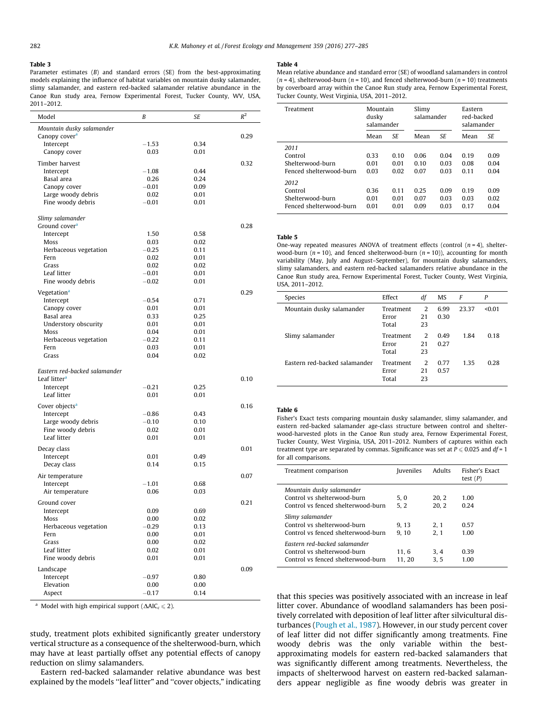**Table 3**
Parameter estimates (*B*) and standard errors (SE) from the best-approximating models explaining the influence of habitat variables on mountain dusky salamander, slimy salamander, and eastern red-backed salamander relative abundance in the Canoe Run study area, Fernow Experimental Forest, Tucker County, WV, USA, 2011–2012.

| Model | *B* | *SE* | $R^2$ |
|---|---|---|---|
| *Mountain dusky salamander* | | | |
| Canopy cover[a] | | | 0.29 |
| Intercept | −1.53 | 0.34 | |
| Canopy cover | 0.03 | 0.01 | |
| Timber harvest | | | 0.32 |
| Intercept | −1.08 | 0.44 | |
| Basal area | 0.26 | 0.24 | |
| Canopy cover | −0.01 | 0.09 | |
| Large woody debris | 0.02 | 0.01 | |
| Fine woody debris | −0.01 | 0.01 | |
| *Slimy salamander* | | | |
| Ground cover[a] | | | 0.28 |
| Intercept | 1.50 | 0.58 | |
| Moss | 0.03 | 0.02 | |
| Herbaceous vegetation | −0.25 | 0.11 | |
| Fern | 0.02 | 0.01 | |
| Grass | 0.02 | 0.02 | |
| Leaf litter | −0.01 | 0.01 | |
| Fine woody debris | −0.02 | 0.01 | |
| Vegetation[a] | | | 0.29 |
| Intercept | −0.54 | 0.71 | |
| Canopy cover | 0.01 | 0.01 | |
| Basal area | 0.33 | 0.25 | |
| Understory obscurity | 0.01 | 0.01 | |
| Moss | 0.04 | 0.01 | |
| Herbaceous vegetation | −0.22 | 0.11 | |
| Fern | 0.03 | 0.01 | |
| Grass | 0.04 | 0.02 | |
| *Eastern red-backed salamander* | | | |
| Leaf litter[a] | | | 0.10 |
| Intercept | −0.21 | 0.25 | |
| Leaf litter | 0.01 | 0.01 | |
| Cover objects[a] | | | 0.16 |
| Intercept | −0.86 | 0.43 | |
| Large woody debris | −0.10 | 0.10 | |
| Fine woody debris | 0.02 | 0.01 | |
| Leaf litter | 0.01 | 0.01 | |
| Decay class | | | 0.01 |
| Intercept | 0.01 | 0.49 | |
| Decay class | 0.14 | 0.15 | |
| Air temperature | | | 0.07 |
| Intercept | −1.01 | 0.68 | |
| Air temperature | 0.06 | 0.03 | |
| Ground cover | | | 0.21 |
| Intercept | 0.09 | 0.69 | |
| Moss | 0.00 | 0.02 | |
| Herbaceous vegetation | −0.29 | 0.13 | |
| Fern | 0.00 | 0.01 | |
| Grass | 0.00 | 0.02 | |
| Leaf litter | 0.02 | 0.01 | |
| Fine woody debris | 0.01 | 0.01 | |
| Landscape | | | 0.09 |
| Intercept | −0.97 | 0.80 | |
| Elevation | 0.00 | 0.00 | |
| Aspect | −0.17 | 0.14 | |

[a] Model with high empirical support ($\Delta AIC_c \leq 2$).

study, treatment plots exhibited significantly greater understory vertical structure as a consequence of the shelterwood-burn, which may have at least partially offset any potential effects of canopy reduction on slimy salamanders.

Eastern red-backed salamander relative abundance was best explained by the models "leaf litter" and "cover objects," indicating that this species was positively associated with an increase in leaf litter cover. Abundance of woodland salamanders has been positively correlated with deposition of leaf litter after silvicultural disturbances (Pough et al., 1987). However, in our study percent cover of leaf litter did not differ significantly among treatments. Fine woody debris was the only variable within the best-approximating models for eastern red-backed salamanders that was significantly different among treatments. Nevertheless, the impacts of shelterwood harvest on eastern red-backed salamanders appear negligible as fine woody debris was greater in

**Table 4**
Mean relative abundance and standard error (SE) of woodland salamanders in control ($n = 4$), shelterwood-burn ($n = 10$), and fenced shelterwood-burn ($n = 10$) treatments by coverboard array within the Canoe Run study area, Fernow Experimental Forest, Tucker County, West Virginia, USA, 2011–2012.

| Treatment | Mountain dusky salamander | | Slimy salamander | | Eastern red-backed salamander | |
|---|---|---|---|---|---|---|
| | Mean | *SE* | Mean | *SE* | Mean | *SE* |
| *2011* | | | | | | |
| Control | 0.33 | 0.10 | 0.06 | 0.04 | 0.19 | 0.09 |
| Shelterwood-burn | 0.01 | 0.01 | 0.10 | 0.03 | 0.08 | 0.04 |
| Fenced shelterwood-burn | 0.03 | 0.02 | 0.07 | 0.03 | 0.11 | 0.04 |
| *2012* | | | | | | |
| Control | 0.36 | 0.11 | 0.25 | 0.09 | 0.19 | 0.09 |
| Shelterwood-burn | 0.01 | 0.01 | 0.07 | 0.03 | 0.03 | 0.02 |
| Fenced shelterwood-burn | 0.01 | 0.01 | 0.09 | 0.03 | 0.17 | 0.04 |

**Table 5**
One-way repeated measures ANOVA of treatment effects (control ($n = 4$), shelterwood-burn ($n = 10$), and fenced shelterwood-burn ($n = 10$)), accounting for month variability (May, July and August–September), for mountain dusky salamanders, slimy salamanders, and eastern red-backed salamanders relative abundance in the Canoe Run study area, Fernow Experimental Forest, Tucker County, West Virginia, USA, 2011–2012.

| Species | Effect | *df* | MS | *F* | *P* |
|---|---|---|---|---|---|
| Mountain dusky salamander | Treatment | 2 | 6.99 | 23.37 | <0.01 |
| | Error | 21 | 0.30 | | |
| | Total | 23 | | | |
| Slimy salamander | Treatment | 2 | 0.49 | 1.84 | 0.18 |
| | Error | 21 | 0.27 | | |
| | Total | 23 | | | |
| Eastern red-backed salamander | Treatment | 2 | 0.77 | 1.35 | 0.28 |
| | Error | 21 | 0.57 | | |
| | Total | 23 | | | |

**Table 6**
Fisher's Exact tests comparing mountain dusky salamander, slimy salamander, and eastern red-backed salamander age-class structure between control and shelterwood-harvested plots in the Canoe Run study area, Fernow Experimental Forest, Tucker County, West Virginia, USA, 2011–2012. Numbers of captures within each treatment type are separated by commas. Significance was set at $P \leq 0.025$ and $df = 1$ for all comparisons.

| Treatment comparison | Juveniles | Adults | Fisher's Exact test (*P*) |
|---|---|---|---|
| *Mountain dusky salamander* | | | |
| Control vs shelterwood-burn | 5, 0 | 20, 2 | 1.00 |
| Control vs fenced shelterwood-burn | 5, 2 | 20, 2 | 0.24 |
| *Slimy salamander* | | | |
| Control vs shelterwood-burn | 9, 13 | 2, 1 | 0.57 |
| Control vs fenced shelterwood-burn | 9, 10 | 2, 1 | 1.00 |
| *Eastern red-backed salamander* | | | |
| Control vs shelterwood-burn | 11, 6 | 3, 4 | 0.39 |
| Control vs fenced shelterwood-burn | 11, 20 | 3, 5 | 1.00 |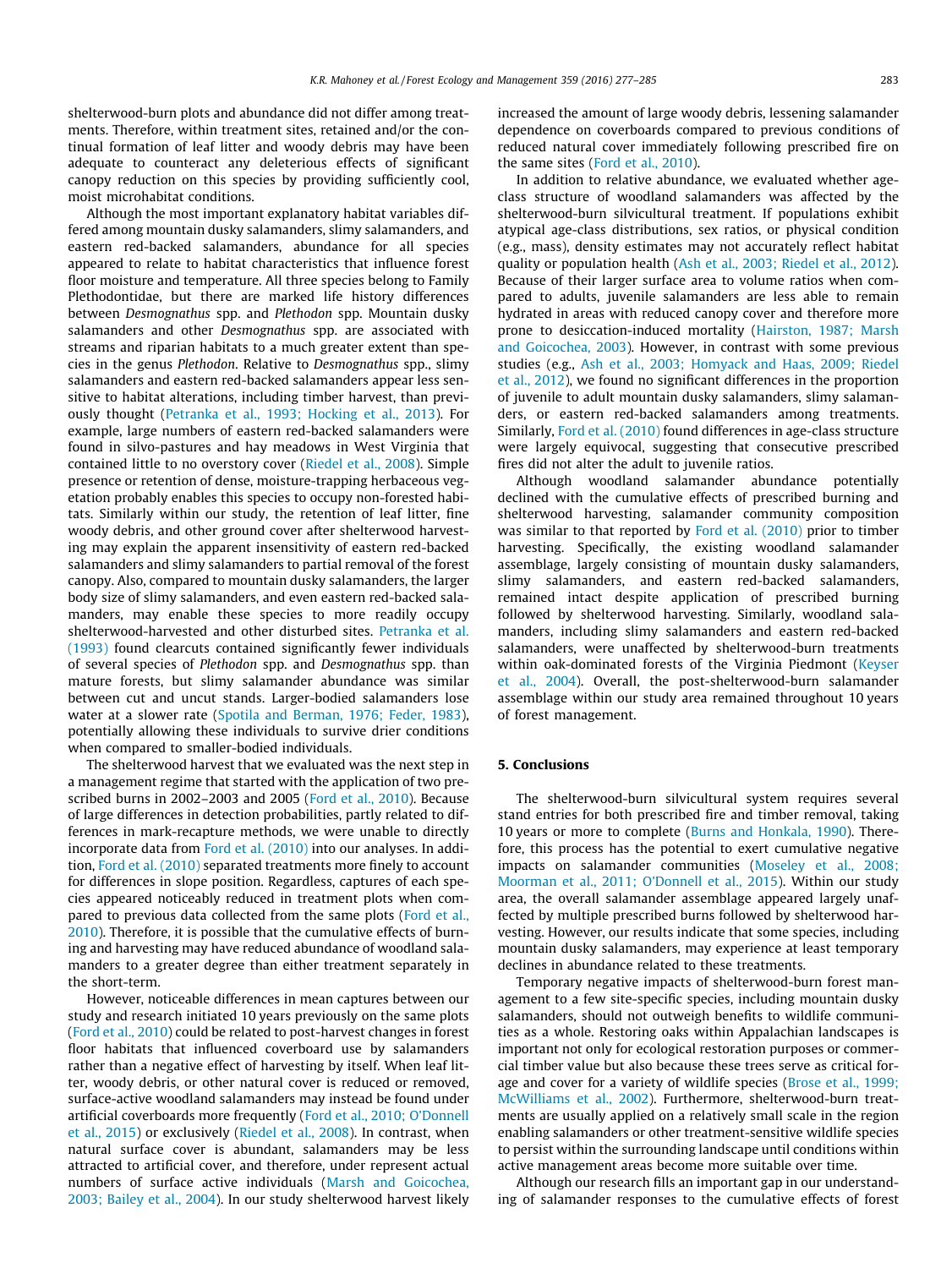shelterwood-burn plots and abundance did not differ among treatments. Therefore, within treatment sites, retained and/or the continual formation of leaf litter and woody debris may have been adequate to counteract any deleterious effects of significant canopy reduction on this species by providing sufficiently cool, moist microhabitat conditions.

Although the most important explanatory habitat variables differed among mountain dusky salamanders, slimy salamanders, and eastern red-backed salamanders, abundance for all species appeared to relate to habitat characteristics that influence forest floor moisture and temperature. All three species belong to Family Plethodontidae, but there are marked life history differences between *Desmognathus* spp. and *Plethodon* spp. Mountain dusky salamanders and other *Desmognathus* spp. are associated with streams and riparian habitats to a much greater extent than species in the genus *Plethodon*. Relative to *Desmognathus* spp., slimy salamanders and eastern red-backed salamanders appear less sensitive to habitat alterations, including timber harvest, than previously thought (Petranka et al., 1993; Hocking et al., 2013). For example, large numbers of eastern red-backed salamanders were found in silvo-pastures and hay meadows in West Virginia that contained little to no overstory cover (Riedel et al., 2008). Simple presence or retention of dense, moisture-trapping herbaceous vegetation probably enables this species to occupy non-forested habitats. Similarly within our study, the retention of leaf litter, fine woody debris, and other ground cover after shelterwood harvesting may explain the apparent insensitivity of eastern red-backed salamanders and slimy salamanders to partial removal of the forest canopy. Also, compared to mountain dusky salamanders, the larger body size of slimy salamanders, and even eastern red-backed salamanders, may enable these species to more readily occupy shelterwood-harvested and other disturbed sites. Petranka et al. (1993) found clearcuts contained significantly fewer individuals of several species of *Plethodon* spp. and *Desmognathus* spp. than mature forests, but slimy salamander abundance was similar between cut and uncut stands. Larger-bodied salamanders lose water at a slower rate (Spotila and Berman, 1976; Feder, 1983), potentially allowing these individuals to survive drier conditions when compared to smaller-bodied individuals.

The shelterwood harvest that we evaluated was the next step in a management regime that started with the application of two prescribed burns in 2002–2003 and 2005 (Ford et al., 2010). Because of large differences in detection probabilities, partly related to differences in mark-recapture methods, we were unable to directly incorporate data from Ford et al. (2010) into our analyses. In addition, Ford et al. (2010) separated treatments more finely to account for differences in slope position. Regardless, captures of each species appeared noticeably reduced in treatment plots when compared to previous data collected from the same plots (Ford et al., 2010). Therefore, it is possible that the cumulative effects of burning and harvesting may have reduced abundance of woodland salamanders to a greater degree than either treatment separately in the short-term.

However, noticeable differences in mean captures between our study and research initiated 10 years previously on the same plots (Ford et al., 2010) could be related to post-harvest changes in forest floor habitats that influenced coverboard use by salamanders rather than a negative effect of harvesting by itself. When leaf litter, woody debris, or other natural cover is reduced or removed, surface-active woodland salamanders may instead be found under artificial coverboards more frequently (Ford et al., 2010; O'Donnell et al., 2015) or exclusively (Riedel et al., 2008). In contrast, when natural surface cover is abundant, salamanders may be less attracted to artificial cover, and therefore, under represent actual numbers of surface active individuals (Marsh and Goicochea, 2003; Bailey et al., 2004). In our study shelterwood harvest likely increased the amount of large woody debris, lessening salamander dependence on coverboards compared to previous conditions of reduced natural cover immediately following prescribed fire on the same sites (Ford et al., 2010).

In addition to relative abundance, we evaluated whether age-class structure of woodland salamanders was affected by the shelterwood-burn silvicultural treatment. If populations exhibit atypical age-class distributions, sex ratios, or physical condition (e.g., mass), density estimates may not accurately reflect habitat quality or population health (Ash et al., 2003; Riedel et al., 2012). Because of their larger surface area to volume ratios when compared to adults, juvenile salamanders are less able to remain hydrated in areas with reduced canopy cover and therefore more prone to desiccation-induced mortality (Hairston, 1987; Marsh and Goicochea, 2003). However, in contrast with some previous studies (e.g., Ash et al., 2003; Homyack and Haas, 2009; Riedel et al., 2012), we found no significant differences in the proportion of juvenile to adult mountain dusky salamanders, slimy salamanders, or eastern red-backed salamanders among treatments. Similarly, Ford et al. (2010) found differences in age-class structure were largely equivocal, suggesting that consecutive prescribed fires did not alter the adult to juvenile ratios.

Although woodland salamander abundance potentially declined with the cumulative effects of prescribed burning and shelterwood harvesting, salamander community composition was similar to that reported by Ford et al. (2010) prior to timber harvesting. Specifically, the existing woodland salamander assemblage, largely consisting of mountain dusky salamanders, slimy salamanders, and eastern red-backed salamanders, remained intact despite application of prescribed burning followed by shelterwood harvesting. Similarly, woodland salamanders, including slimy salamanders and eastern red-backed salamanders, were unaffected by shelterwood-burn treatments within oak-dominated forests of the Virginia Piedmont (Keyser et al., 2004). Overall, the post-shelterwood-burn salamander assemblage within our study area remained throughout 10 years of forest management.

## 5. Conclusions

The shelterwood-burn silvicultural system requires several stand entries for both prescribed fire and timber removal, taking 10 years or more to complete (Burns and Honkala, 1990). Therefore, this process has the potential to exert cumulative negative impacts on salamander communities (Moseley et al., 2008; Moorman et al., 2011; O'Donnell et al., 2015). Within our study area, the overall salamander assemblage appeared largely unaffected by multiple prescribed burns followed by shelterwood harvesting. However, our results indicate that some species, including mountain dusky salamanders, may experience at least temporary declines in abundance related to these treatments.

Temporary negative impacts of shelterwood-burn forest management to a few site-specific species, including mountain dusky salamanders, should not outweigh benefits to wildlife communities as a whole. Restoring oaks within Appalachian landscapes is important not only for ecological restoration purposes or commercial timber value but also because these trees serve as critical forage and cover for a variety of wildlife species (Brose et al., 1999; McWilliams et al., 2002). Furthermore, shelterwood-burn treatments are usually applied on a relatively small scale in the region enabling salamanders or other treatment-sensitive wildlife species to persist within the surrounding landscape until conditions within active management areas become more suitable over time.

Although our research fills an important gap in our understanding of salamander responses to the cumulative effects of forest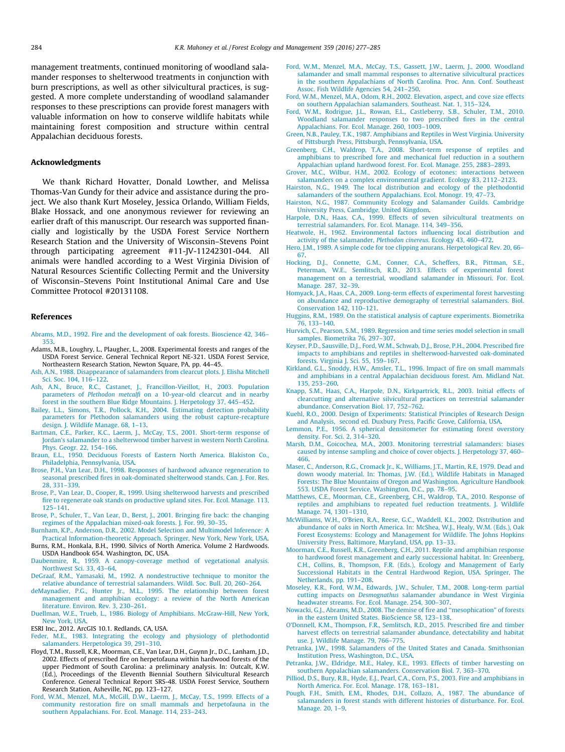management treatments, continued monitoring of woodland salamander responses to shelterwood treatments in conjunction with burn prescriptions, as well as other silvicultural practices, is suggested. A more complete understanding of woodland salamander responses to these prescriptions can provide forest managers with valuable information on how to conserve wildlife habitats while maintaining forest composition and structure within central Appalachian deciduous forests.

## Acknowledgments

We thank Richard Hovatter, Donald Lowther, and Melissa Thomas-Van Gundy for their advice and assistance during the project. We also thank Kurt Moseley, Jessica Orlando, William Fields, Blake Hossack, and one anonymous reviewer for reviewing an earlier draft of this manuscript. Our research was supported financially and logistically by the USDA Forest Service Northern Research Station and the University of Wisconsin–Stevens Point through participating agreement #11-JV-11242301-044. All animals were handled according to a West Virginia Division of Natural Resources Scientific Collecting Permit and the University of Wisconsin–Stevens Point Institutional Animal Care and Use Committee Protocol #20131108.

## References

Abrams, M.D., 1992. Fire and the development of oak forests. Bioscience 42, 346–353.

Adams, M.B., Loughry, L., Plaugher, L., 2008. Experimental forests and ranges of the USDA Forest Service. General Technical Report NE-321. USDA Forest Service, Northeastern Research Station, Newton Square, PA, pp. 44–45.

Ash, A.N., 1988. Disappearance of salamanders from clearcut plots. J. Elisha Mitchell Sci. Soc. 104, 116–122.

Ash, A.N., Bruce, R.C., Castanet, J., Francillon-Vieillot, H., 2003. Population parameters of *Plethodon metcalfi* on a 10-year-old clearcut and in nearby forest in the southern Blue Ridge Mountains. J. Herpetology 37, 445–452.

Bailey, L.L., Simons, T.R., Pollock, K.H., 2004. Estimating detection probability parameters for Plethodon salamanders using the robust capture-recapture design. J. Wildlife Manage. 68, 1–13.

Bartman, C.E., Parker, K.C., Laerm, J., McCay, T.S., 2001. Short-term response of Jordan's salamander to a shelterwood timber harvest in western North Carolina. Phys. Geogr. 22, 154–166.

Braun, E.L., 1950. Deciduous Forests of Eastern North America. Blakiston Co., Philadelphia, Pennsylvania, USA.

Brose, P.H., Van Lear, D.H., 1998. Responses of hardwood advance regeneration to seasonal prescribed fires in oak-dominated shelterwood stands. Can. J. For. Res. 28, 331–339.

Brose, P., Van Lear, D., Cooper, R., 1999. Using shelterwood harvests and prescribed fire to regenerate oak stands on productive upland sites. For. Ecol. Manage. 113, 125–141.

Brose, P., Schuler, T., Van Lear, D., Berst, J., 2001. Bringing fire back: the changing regimes of the Appalachian mixed-oak forests. J. For. 99, 30–35.

Burnham, K.P., Anderson, D.R., 2002. Model Selection and Multimodel Inference: A Practical Information-theoretic Approach. Springer, New York, New York, USA.

Burns, R.M., Honkala, B.H., 1990. Silvics of North America. Volume 2 Hardwoods. USDA Handbook 654. Washington, DC, USA.

Daubenmire, R., 1959. A canopy-coverage method of vegetational analysis. Northwest Sci. 33, 43–64.

DeGraaf, R.M., Yamasaki, M., 1992. A nondestructive technique to monitor the relative abundance of terrestrial salamanders. Wildl. Soc. Bull. 20, 260–264.

deMaynadier, P.G., Hunter Jr., M.L., 1995. The relationship between forest management and amphibian ecology: a review of the North American literature. Environ. Rev. 3, 230–261.

Duellman, W.E., Trueb, L., 1986. Biology of Amphibians. McGraw-Hill, New York, New York, USA.

ESRI Inc., 2012. ArcGIS 10.1. Redlands, CA, USA.

Feder, M.E., 1983. Integrating the ecology and physiology of plethodontid salamanders. Herpetologica 39, 291–310.

Floyd, T.M., Russell, K.R., Moorman, C.E., Van Lear, D.H., Guynn Jr., D.C., Lanham, J.D., 2002. Effects of prescribed fire on herpetofauna within hardwood forests of the upper Piedmont of South Carolina: a preliminary analysis. In: Outcalt, K.W. (Ed.), Proceedings of the Eleventh Biennial Southern Silvicultural Research Conference. General Technical Report SRS-48. USDA Forest Service, Southern Research Station, Asheville, NC, pp. 123–127.

Ford, W.M., Menzel, M.A., McGill, D.W., Laerm, J., McCay, T.S., 1999. Effects of a community restoration fire on small mammals and herpetofauna in the southern Appalachians. For. Ecol. Manage. 114, 233–243.

Ford, W.M., Menzel, M.A., McCay, T.S., Gassett, J.W., Laerm, J., 2000. Woodland salamander and small mammal responses to alternative silvicultural practices in the southern Appalachians of North Carolina. Proc. Ann. Conf. Southeast Assoc. Fish Wildlife Agencies 54, 241–250.

Ford, W.M., Menzel, M.A., Odom, R.H., 2002. Elevation, aspect, and cove size effects on southern Appalachian salamanders. Southeast. Nat. 1, 315–324.

Ford, W.M., Rodrigue, J.L., Rowan, E.L., Castleberry, S.B., Schuler, T.M., 2010. Woodland salamander responses to two prescribed fires in the central Appalachians. For. Ecol. Manage. 260, 1003–1009.

Green, N.B., Pauley, T.K., 1987. Amphibians and Reptiles in West Virginia. University of Pittsburgh Press, Pittsburgh, Pennsylvania, USA.

Greenberg, C.H., Waldrop, T.A., 2008. Short-term response of reptiles and amphibians to prescribed fore and mechanical fuel reduction in a southern Appalachian upland hardwood forest. For. Ecol. Manage. 255, 2883–2893.

Grover, M.C., Wilbur, H.M., 2002. Ecology of ecotones: interactions between salamanders on a complex environmental gradient. Ecology 83, 2112–2123.

Hairston, N.G., 1949. The local distribution and ecology of the plethodontid salamanders of the southern Appalachians. Ecol. Monogr. 19, 47–73.

Hairston, N.G., 1987. Community Ecology and Salamander Guilds. Cambridge University Press, Cambridge, United Kingdom.

Harpole, D.N., Haas, C.A., 1999. Effects of seven silvicultural treatments on terrestrial salamanders. For. Ecol. Manage. 114, 349–356.

Heatwole, H., 1962. Environmental factors influencing local distribution and activity of the salamander, *Plethodon cinereus*. Ecology 43, 460–472.

Hero, J.M., 1989. A simple code for toe clipping anurans. Herpetological Rev. 20, 66–67.

Hocking, D.J., Connette, G.M., Conner, C.A., Scheffers, B.R., Pittman, S.E., Peterman, W.E., Semlitsch, R.D., 2013. Effects of experimental forest management on a terrestrial, woodland salamander in Missouri. For. Ecol. Manage. 287, 32–39.

Homyack, J.A., Haas, C.A., 2009. Long-term effects of experimental forest harvesting on abundance and reproductive demography of terrestrial salamanders. Biol. Conservation 142, 110–121.

Huggins, R.M., 1989. On the statistical analysis of capture experiments. Biometrika 76, 133–140.

Hurvich, C., Pearson, S.M., 1989. Regression and time series model selection in small samples. Biometrika 76, 297–307.

Keyser, P.D., Sausville, D.J., Ford, W.M., Schwab, D.J., Brose, P.H., 2004. Prescribed fire impacts to amphibians and reptiles in shelterwood-harvested oak-dominated forests. Virginia J. Sci. 55, 159–167.

Kirkland, G.L., Snoddy, H.W., Amsler, T.L., 1996. Impact of fire on small mammals and amphibians in a central Appalachian deciduous forest. Am. Midland Nat. 135, 253–260.

Knapp, S.M., Haas, C.A., Harpole, D.N., Kirkpartrick, R.L., 2003. Initial effects of clearcutting and alternative silvicultural practices on terrestrial salamander abundance. Conservation Biol. 17, 752–762.

Kuehl, R.O., 2000. Design of Experiments: Statistical Principles of Research Design and Analysis, second ed. Duxbury Press, Pacific Grove, California, USA.

Lemmon, P.E., 1956. A spherical densitometer for estimating forest overstory density. For. Sci. 2, 314–320.

Marsh, D.M., Goicochea, M.A., 2003. Monitoring terrestrial salamanders: biases caused by intense sampling and choice of cover objects. J. Herpetology 37, 460–466.

Maser, C., Anderson, R.G., Cromack Jr., K., Williams, J.T., Martin, R.E, 1979. Dead and down woody material. In: Thomas, J.W. (Ed.), Wildlife Habitats in Managed Forests: The Blue Mountains of Oregon and Washington. Agriculture Handbook 553. USDA Forest Service, Washington, D.C., pp. 78–95.

Matthews, C.E., Moorman, C.E., Greenberg, C.H., Waldrop, T.A., 2010. Response of reptiles and amphibians to repeated fuel reduction treatments. J. Wildlife Manage. 74, 1301–1310.

McWilliams, W.H., O'Brien, R.A., Reese, G.C., Waddell, K.L., 2002. Distribution and abundance of oaks in North America. In: McShea, W.J., Healy, W.M. (Eds.), Oak Forest Ecosystems: Ecology and Management for Wildlife. The Johns Hopkins University Press, Baltimore, Maryland, USA, pp. 13–33.

Moorman, C.E., Russell, K.R., Greenberg, C.H., 2011. Reptile and amphibian response to hardwood forest management and early successional habitat. In: Greenberg, C.H., Collins, B., Thompson, F.R. (Eds.), Ecology and Management of Early Successional Habitats in the Central Hardwood Region, USA. Springer, The Netherlands, pp. 191–208.

Moseley, K.R., Ford, W.M., Edwards, J.W., Schuler, T.M., 2008. Long-term partial cutting impacts on *Desmognathus* salamander abundance in West Virginia headwater streams. For. Ecol. Manage. 254, 300–307.

Nowacki, G.J., Abrams, M.D., 2008. The demise of fire and "mesophication" of forests in the eastern United States. BioScience 58, 123–138.

O'Donnell, K.M., Thompson, F.R., Semlitsch, R.D., 2015. Prescribed fire and timber harvest effects on terrestrial salamander abundance, detectability and habitat use. J. Wildlife Manage. 79, 766–775.

Petranka, J.W., 1998. Salamanders of the United States and Canada. Smithsonian Institution Press, Washington, D.C., USA.

Petranka, J.W., Eldridge, M.E., Haley, K.E., 1993. Effects of timber harvesting on southern Appalachian salamanders. Conservation Biol. 7, 363–370.

Pilliod, D.S., Bury, R.B., Hyde, E.J., Pearl, C.A., Corn, P.S., 2003. Fire and amphibians in North America. For. Ecol. Manage. 178, 163–181.

Pough, F.H., Smith, E.M., Rhodes, D.H., Collazo, A., 1987. The abundance of salamanders in forest stands with different histories of disturbance. For. Ecol. Manage. 20, 1–9.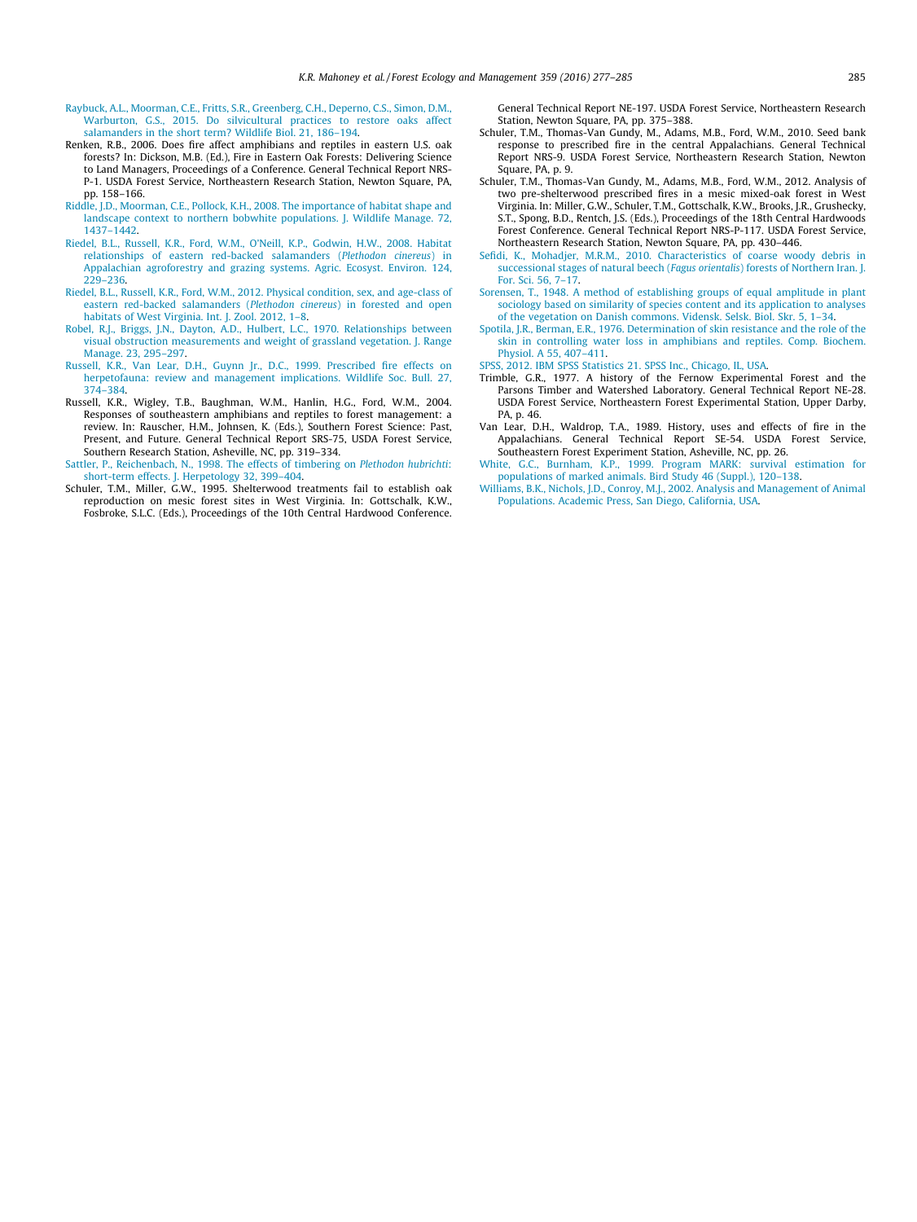Raybuck, A.L., Moorman, C.E., Fritts, S.R., Greenberg, C.H., Deperno, C.S., Simon, D.M., Warburton, G.S., 2015. Do silvicultural practices to restore oaks affect salamanders in the short term? Wildlife Biol. 21, 186–194.

Renken, R.B., 2006. Does fire affect amphibians and reptiles in eastern U.S. oak forests? In: Dickson, M.B. (Ed.), Fire in Eastern Oak Forests: Delivering Science to Land Managers, Proceedings of a Conference. General Technical Report NRS-P-1. USDA Forest Service, Northeastern Research Station, Newton Square, PA, pp. 158–166.

Riddle, J.D., Moorman, C.E., Pollock, K.H., 2008. The importance of habitat shape and landscape context to northern bobwhite populations. J. Wildlife Manage. 72, 1437–1442.

Riedel, B.L., Russell, K.R., Ford, W.M., O'Neill, K.P., Godwin, H.W., 2008. Habitat relationships of eastern red-backed salamanders (*Plethodon cinereus*) in Appalachian agroforestry and grazing systems. Agric. Ecosyst. Environ. 124, 229–236.

Riedel, B.L., Russell, K.R., Ford, W.M., 2012. Physical condition, sex, and age-class of eastern red-backed salamanders (*Plethodon cinereus*) in forested and open habitats of West Virginia. Int. J. Zool. 2012, 1–8.

Robel, R.J., Briggs, J.N., Dayton, A.D., Hulbert, L.C., 1970. Relationships between visual obstruction measurements and weight of grassland vegetation. J. Range Manage. 23, 295–297.

Russell, K.R., Van Lear, D.H., Guynn Jr., D.C., 1999. Prescribed fire effects on herpetofauna: review and management implications. Wildlife Soc. Bull. 27, 374–384.

Russell, K.R., Wigley, T.B., Baughman, W.M., Hanlin, H.G., Ford, W.M., 2004. Responses of southeastern amphibians and reptiles to forest management: a review. In: Rauscher, H.M., Johnsen, K. (Eds.), Southern Forest Science: Past, Present, and Future. General Technical Report SRS-75, USDA Forest Service, Southern Research Station, Asheville, NC, pp. 319–334.

Sattler, P., Reichenbach, N., 1998. The effects of timbering on *Plethodon hubrichti*: short-term effects. J. Herpetology 32, 399–404.

Schuler, T.M., Miller, G.W., 1995. Shelterwood treatments fail to establish oak reproduction on mesic forest sites in West Virginia. In: Gottschalk, K.W., Fosbroke, S.L.C. (Eds.), Proceedings of the 10th Central Hardwood Conference. General Technical Report NE-197. USDA Forest Service, Northeastern Research Station, Newton Square, PA, pp. 375–388.

Schuler, T.M., Thomas-Van Gundy, M., Adams, M.B., Ford, W.M., 2010. Seed bank response to prescribed fire in the central Appalachians. General Technical Report NRS-9. USDA Forest Service, Northeastern Research Station, Newton Square, PA, p. 9.

Schuler, T.M., Thomas-Van Gundy, M., Adams, M.B., Ford, W.M., 2012. Analysis of two pre-shelterwood prescribed fires in a mesic mixed-oak forest in West Virginia. In: Miller, G.W., Schuler, T.M., Gottschalk, K.W., Brooks, J.R., Grushecky, S.T., Spong, B.D., Rentch, J.S. (Eds.), Proceedings of the 18th Central Hardwoods Forest Conference. General Technical Report NRS-P-117. USDA Forest Service, Northeastern Research Station, Newton Square, PA, pp. 430–446.

Sefidi, K., Mohadjer, M.R.M., 2010. Characteristics of coarse woody debris in successional stages of natural beech (*Fagus orientalis*) forests of Northern Iran. J. For. Sci. 56, 7–17.

Sorensen, T., 1948. A method of establishing groups of equal amplitude in plant sociology based on similarity of species content and its application to analyses of the vegetation on Danish commons. Vidensk. Selsk. Biol. Skr. 5, 1–34.

Spotila, J.R., Berman, E.R., 1976. Determination of skin resistance and the role of the skin in controlling water loss in amphibians and reptiles. Comp. Biochem. Physiol. A 55, 407–411.

SPSS, 2012. IBM SPSS Statistics 21. SPSS Inc., Chicago, IL, USA.

Trimble, G.R., 1977. A history of the Fernow Experimental Forest and the Parsons Timber and Watershed Laboratory. General Technical Report NE-28. USDA Forest Service, Northeastern Forest Experimental Station, Upper Darby, PA, p. 46.

Van Lear, D.H., Waldrop, T.A., 1989. History, uses and effects of fire in the Appalachians. General Technical Report SE-54. USDA Forest Service, Southeastern Forest Experiment Station, Asheville, NC, pp. 26.

White, G.C., Burnham, K.P., 1999. Program MARK: survival estimation for populations of marked animals. Bird Study 46 (Suppl.), 120–138.

Williams, B.K., Nichols, J.D., Conroy, M.J., 2002. Analysis and Management of Animal Populations. Academic Press, San Diego, California, USA.